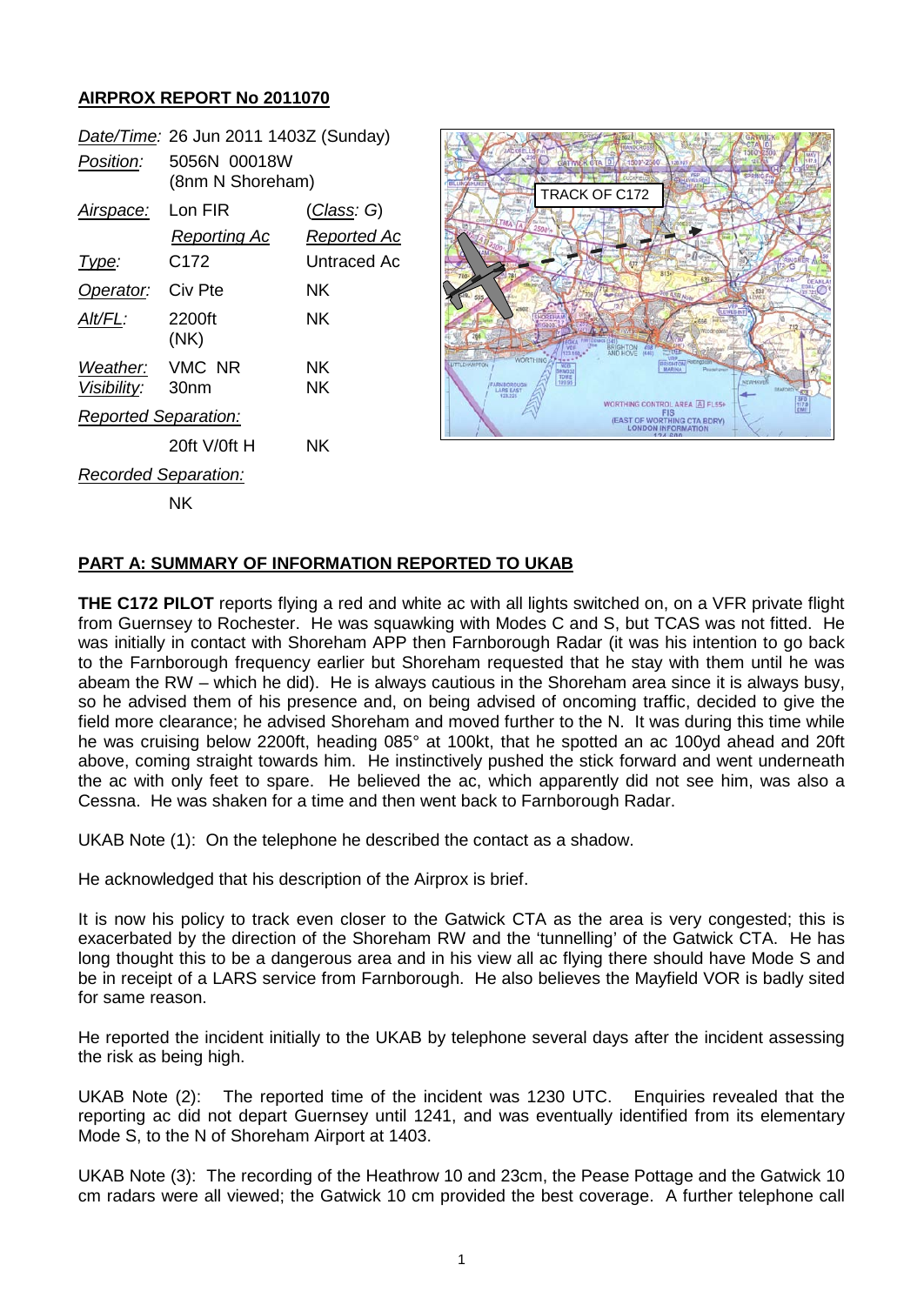**AIRPROX REPORT No 2011070**

| | | |
|---|---|---|
| *Date/Time:* | 26 Jun 2011 1403Z (Sunday) | |
| *Position:* | 5056N 00018W (8nm N Shoreham) | |
| *Airspace:* | Lon FIR | (*Class*: G) |
| | *Reporting Ac* | *Reported Ac* |
| *Type:* | C172 | Untraced Ac |
| *Operator:* | Civ Pte | NK |
| *Alt/FL:* | 2200ft (NK) | NK |
| *Weather:* | VMC NR | NK |
| *Visibility:* | 30nm | NK |
| *Reported Separation:* | | |
| | 20ft V/0ft H | NK |
| *Recorded Separation:* | | |
| | NK | |

TRACK OF C172

## PART A: SUMMARY OF INFORMATION REPORTED TO UKAB

**THE C172 PILOT** reports flying a red and white ac with all lights switched on, on a VFR private flight from Guernsey to Rochester. He was squawking with Modes C and S, but TCAS was not fitted. He was initially in contact with Shoreham APP then Farnborough Radar (it was his intention to go back to the Farnborough frequency earlier but Shoreham requested that he stay with them until he was abeam the RW – which he did). He is always cautious in the Shoreham area since it is always busy, so he advised them of his presence and, on being advised of oncoming traffic, decided to give the field more clearance; he advised Shoreham and moved further to the N. It was during this time while he was cruising below 2200ft, heading 085° at 100kt, that he spotted an ac 100yd ahead and 20ft above, coming straight towards him. He instinctively pushed the stick forward and went underneath the ac with only feet to spare. He believed the ac, which apparently did not see him, was also a Cessna. He was shaken for a time and then went back to Farnborough Radar.

UKAB Note (1): On the telephone he described the contact as a shadow.

He acknowledged that his description of the Airprox is brief.

It is now his policy to track even closer to the Gatwick CTA as the area is very congested; this is exacerbated by the direction of the Shoreham RW and the 'tunnelling' of the Gatwick CTA. He has long thought this to be a dangerous area and in his view all ac flying there should have Mode S and be in receipt of a LARS service from Farnborough. He also believes the Mayfield VOR is badly sited for same reason.

He reported the incident initially to the UKAB by telephone several days after the incident assessing the risk as being high.

UKAB Note (2): The reported time of the incident was 1230 UTC. Enquiries revealed that the reporting ac did not depart Guernsey until 1241, and was eventually identified from its elementary Mode S, to the N of Shoreham Airport at 1403.

UKAB Note (3): The recording of the Heathrow 10 and 23cm, the Pease Pottage and the Gatwick 10 cm radars were all viewed; the Gatwick 10 cm provided the best coverage. A further telephone call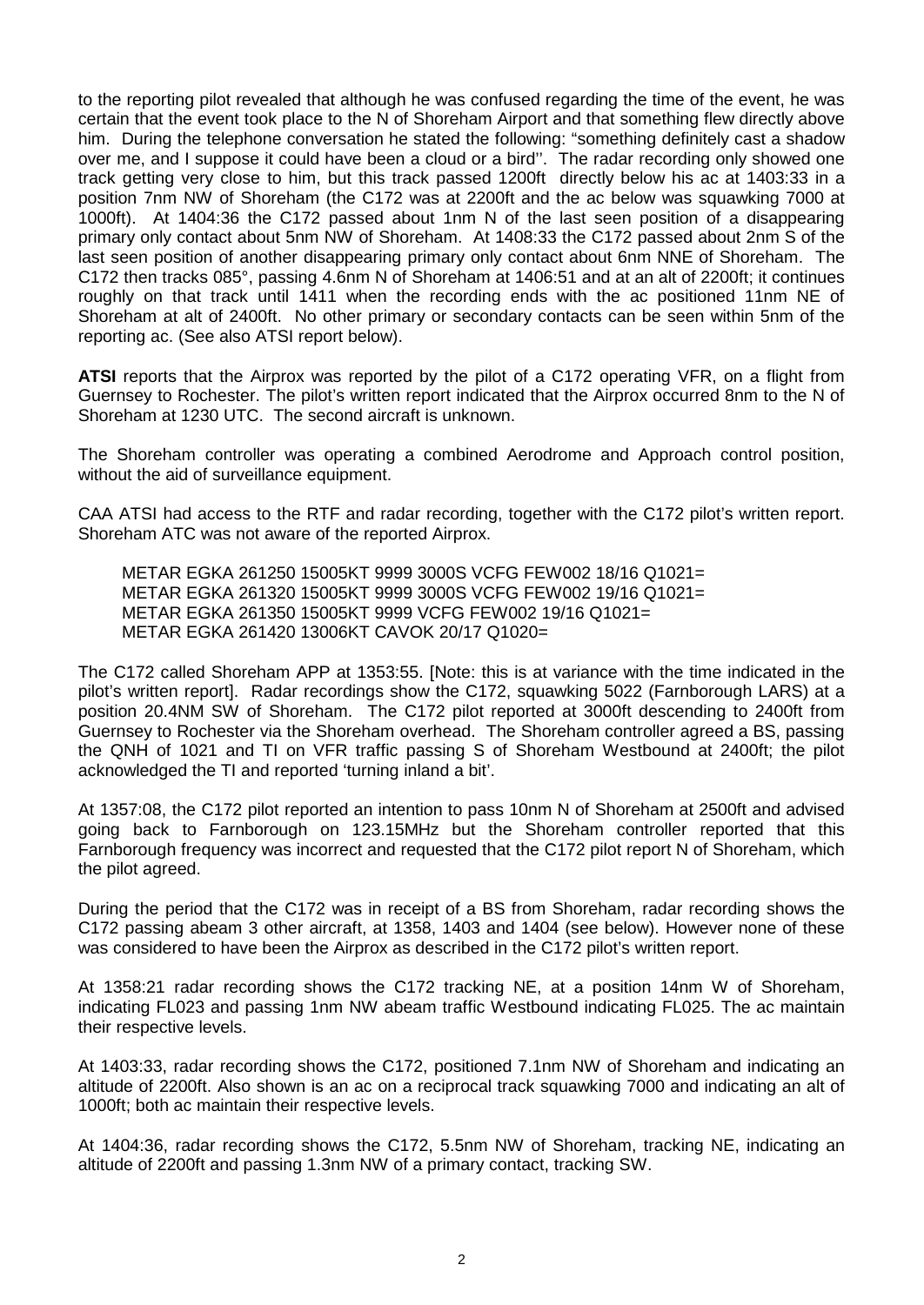to the reporting pilot revealed that although he was confused regarding the time of the event, he was certain that the event took place to the N of Shoreham Airport and that something flew directly above him. During the telephone conversation he stated the following: "something definitely cast a shadow over me, and I suppose it could have been a cloud or a bird''. The radar recording only showed one track getting very close to him, but this track passed 1200ft directly below his ac at 1403:33 in a position 7nm NW of Shoreham (the C172 was at 2200ft and the ac below was squawking 7000 at 1000ft). At 1404:36 the C172 passed about 1nm N of the last seen position of a disappearing primary only contact about 5nm NW of Shoreham. At 1408:33 the C172 passed about 2nm S of the last seen position of another disappearing primary only contact about 6nm NNE of Shoreham. The C172 then tracks 085°, passing 4.6nm N of Shoreham at 1406:51 and at an alt of 2200ft; it continues roughly on that track until 1411 when the recording ends with the ac positioned 11nm NE of Shoreham at alt of 2400ft. No other primary or secondary contacts can be seen within 5nm of the reporting ac. (See also ATSI report below).

**ATSI** reports that the Airprox was reported by the pilot of a C172 operating VFR, on a flight from Guernsey to Rochester. The pilot's written report indicated that the Airprox occurred 8nm to the N of Shoreham at 1230 UTC. The second aircraft is unknown.

The Shoreham controller was operating a combined Aerodrome and Approach control position, without the aid of surveillance equipment.

CAA ATSI had access to the RTF and radar recording, together with the C172 pilot's written report. Shoreham ATC was not aware of the reported Airprox.

METAR EGKA 261250 15005KT 9999 3000S VCFG FEW002 18/16 Q1021=
METAR EGKA 261320 15005KT 9999 3000S VCFG FEW002 19/16 Q1021=
METAR EGKA 261350 15005KT 9999 VCFG FEW002 19/16 Q1021=
METAR EGKA 261420 13006KT CAVOK 20/17 Q1020=

The C172 called Shoreham APP at 1353:55. [Note: this is at variance with the time indicated in the pilot's written report]. Radar recordings show the C172, squawking 5022 (Farnborough LARS) at a position 20.4NM SW of Shoreham. The C172 pilot reported at 3000ft descending to 2400ft from Guernsey to Rochester via the Shoreham overhead. The Shoreham controller agreed a BS, passing the QNH of 1021 and TI on VFR traffic passing S of Shoreham Westbound at 2400ft; the pilot acknowledged the TI and reported 'turning inland a bit'.

At 1357:08, the C172 pilot reported an intention to pass 10nm N of Shoreham at 2500ft and advised going back to Farnborough on 123.15MHz but the Shoreham controller reported that this Farnborough frequency was incorrect and requested that the C172 pilot report N of Shoreham, which the pilot agreed.

During the period that the C172 was in receipt of a BS from Shoreham, radar recording shows the C172 passing abeam 3 other aircraft, at 1358, 1403 and 1404 (see below). However none of these was considered to have been the Airprox as described in the C172 pilot's written report.

At 1358:21 radar recording shows the C172 tracking NE, at a position 14nm W of Shoreham, indicating FL023 and passing 1nm NW abeam traffic Westbound indicating FL025. The ac maintain their respective levels.

At 1403:33, radar recording shows the C172, positioned 7.1nm NW of Shoreham and indicating an altitude of 2200ft. Also shown is an ac on a reciprocal track squawking 7000 and indicating an alt of 1000ft; both ac maintain their respective levels.

At 1404:36, radar recording shows the C172, 5.5nm NW of Shoreham, tracking NE, indicating an altitude of 2200ft and passing 1.3nm NW of a primary contact, tracking SW.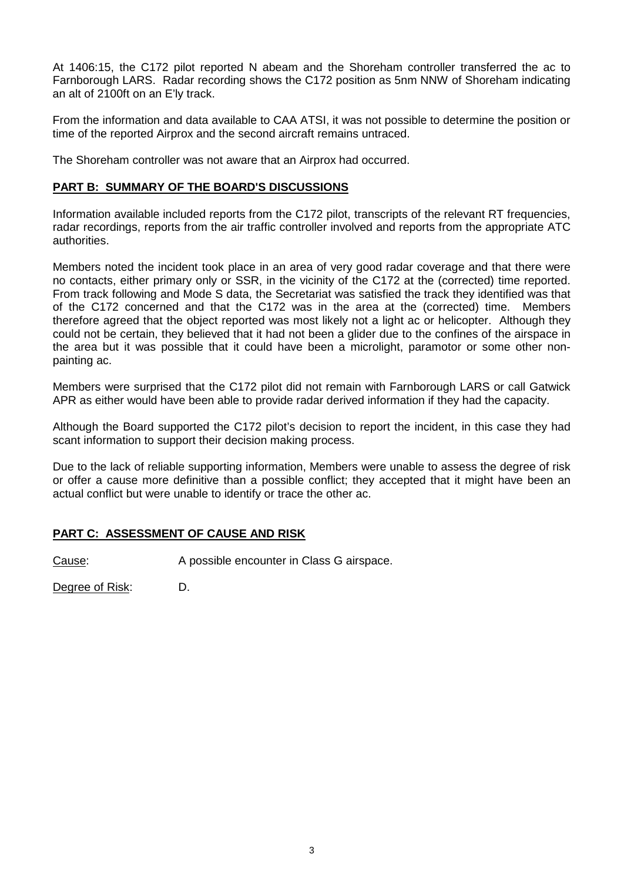At 1406:15, the C172 pilot reported N abeam and the Shoreham controller transferred the ac to Farnborough LARS. Radar recording shows the C172 position as 5nm NNW of Shoreham indicating an alt of 2100ft on an E'ly track.

From the information and data available to CAA ATSI, it was not possible to determine the position or time of the reported Airprox and the second aircraft remains untraced.

The Shoreham controller was not aware that an Airprox had occurred.

## PART B: SUMMARY OF THE BOARD'S DISCUSSIONS

Information available included reports from the C172 pilot, transcripts of the relevant RT frequencies, radar recordings, reports from the air traffic controller involved and reports from the appropriate ATC authorities.

Members noted the incident took place in an area of very good radar coverage and that there were no contacts, either primary only or SSR, in the vicinity of the C172 at the (corrected) time reported. From track following and Mode S data, the Secretariat was satisfied the track they identified was that of the C172 concerned and that the C172 was in the area at the (corrected) time. Members therefore agreed that the object reported was most likely not a light ac or helicopter. Although they could not be certain, they believed that it had not been a glider due to the confines of the airspace in the area but it was possible that it could have been a microlight, paramotor or some other non-painting ac.

Members were surprised that the C172 pilot did not remain with Farnborough LARS or call Gatwick APR as either would have been able to provide radar derived information if they had the capacity.

Although the Board supported the C172 pilot's decision to report the incident, in this case they had scant information to support their decision making process.

Due to the lack of reliable supporting information, Members were unable to assess the degree of risk or offer a cause more definitive than a possible conflict; they accepted that it might have been an actual conflict but were unable to identify or trace the other ac.

## PART C: ASSESSMENT OF CAUSE AND RISK

Cause: A possible encounter in Class G airspace.

Degree of Risk: D.